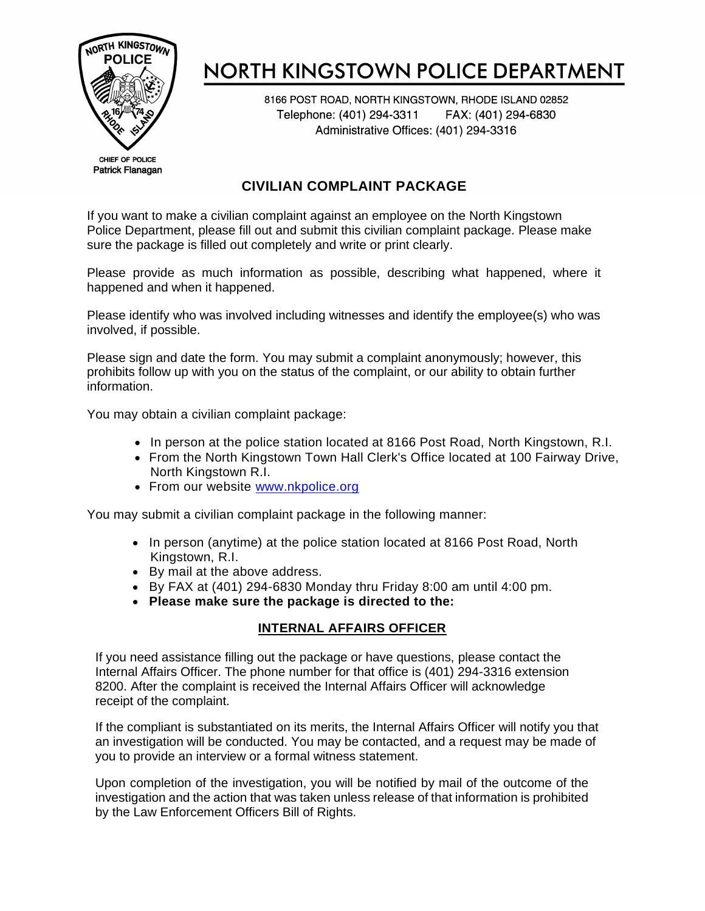# NORTH KINGSTOWN POLICE DEPARTMENT

8166 POST ROAD, NORTH KINGSTOWN, RHODE ISLAND 02852
Telephone: (401) 294-3311 FAX: (401) 294-6830
Administrative Offices: (401) 294-3316

CHIEF OF POLICE
Patrick Flanagan

## CIVILIAN COMPLAINT PACKAGE

If you want to make a civilian complaint against an employee on the North Kingstown Police Department, please fill out and submit this civilian complaint package. Please make sure the package is filled out completely and write or print clearly.

Please provide as much information as possible, describing what happened, where it happened and when it happened.

Please identify who was involved including witnesses and identify the employee(s) who was involved, if possible.

Please sign and date the form. You may submit a complaint anonymously; however, this prohibits follow up with you on the status of the complaint, or our ability to obtain further information.

You may obtain a civilian complaint package:

- In person at the police station located at 8166 Post Road, North Kingstown, R.I.
- From the North Kingstown Town Hall Clerk's Office located at 100 Fairway Drive, North Kingstown R.I.
- From our website www.nkpolice.org

You may submit a civilian complaint package in the following manner:

- In person (anytime) at the police station located at 8166 Post Road, North Kingstown, R.I.
- By mail at the above address.
- By FAX at (401) 294-6830 Monday thru Friday 8:00 am until 4:00 pm.
- **Please make sure the package is directed to the:**

**INTERNAL AFFAIRS OFFICER**

If you need assistance filling out the package or have questions, please contact the Internal Affairs Officer. The phone number for that office is (401) 294-3316 extension 8200. After the complaint is received the Internal Affairs Officer will acknowledge receipt of the complaint.

If the compliant is substantiated on its merits, the Internal Affairs Officer will notify you that an investigation will be conducted. You may be contacted, and a request may be made of you to provide an interview or a formal witness statement.

Upon completion of the investigation, you will be notified by mail of the outcome of the investigation and the action that was taken unless release of that information is prohibited by the Law Enforcement Officers Bill of Rights.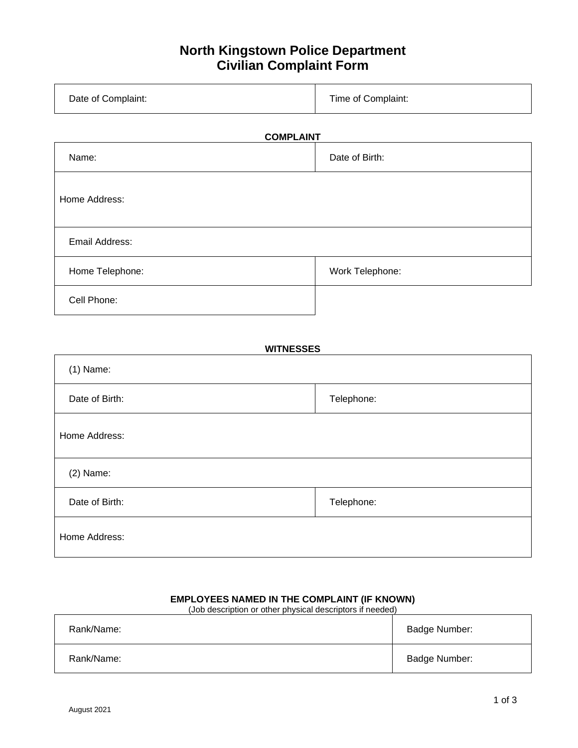# North Kingstown Police Department
# Civilian Complaint Form

| Date of Complaint: | Time of Complaint: |
|---|---|

**COMPLAINT**

| Name: | Date of Birth: |
|---|---|
| Home Address: | |
| Email Address: | |
| Home Telephone: | Work Telephone: |
| Cell Phone: | |

**WITNESSES**

| (1) Name: | |
|---|---|
| Date of Birth: | Telephone: |
| Home Address: | |
| (2) Name: | |
| Date of Birth: | Telephone: |
| Home Address: | |

**EMPLOYEES NAMED IN THE COMPLAINT (IF KNOWN)**
(Job description or other physical descriptors if needed)

| Rank/Name: | Badge Number: |
|---|---|
| Rank/Name: | Badge Number: |

August 2021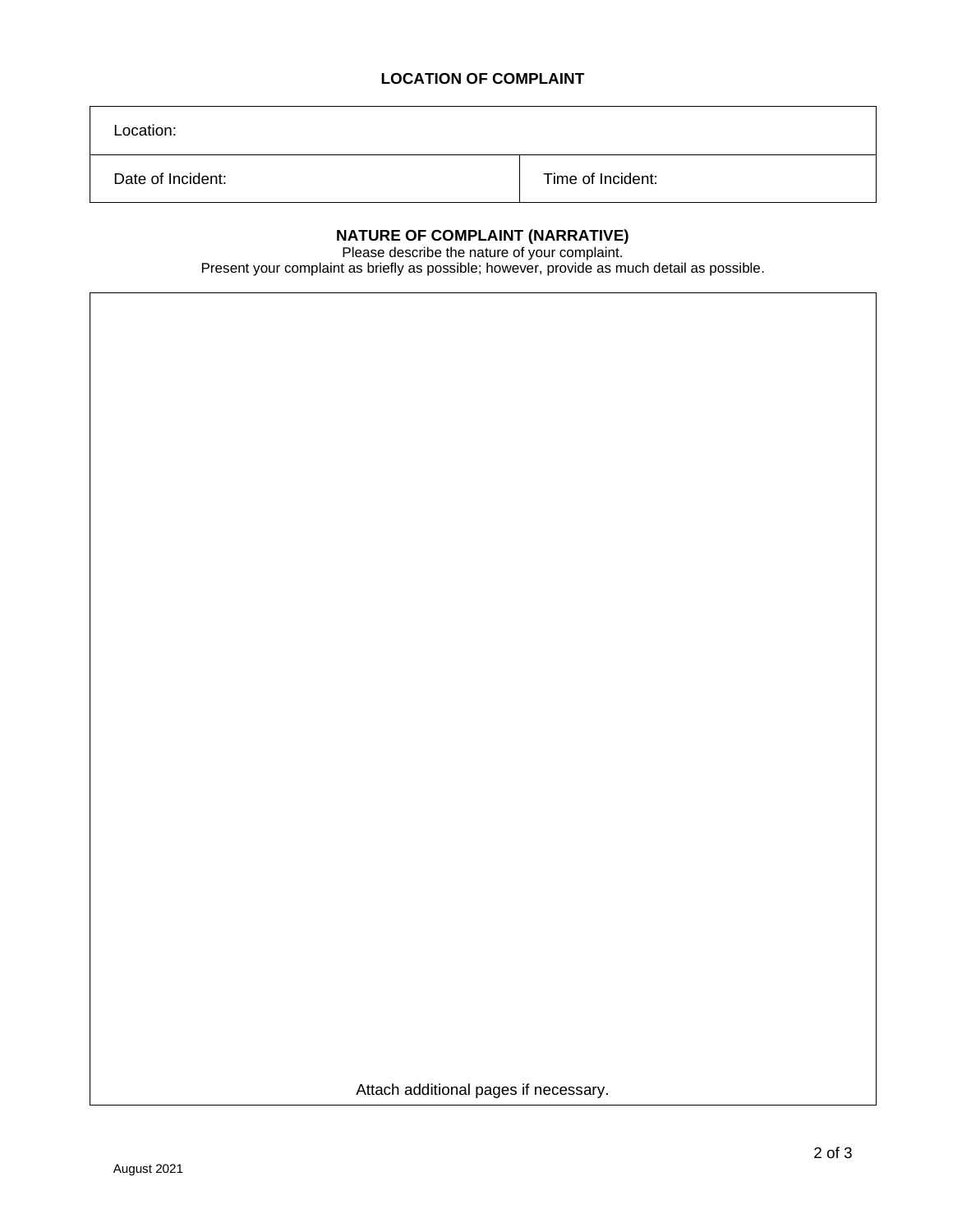## LOCATION OF COMPLAINT

| Location: | |
|---|---|
| Date of Incident: | Time of Incident: |

## NATURE OF COMPLAINT (NARRATIVE)

Please describe the nature of your complaint.
Present your complaint as briefly as possible; however, provide as much detail as possible.

Attach additional pages if necessary.

August 2021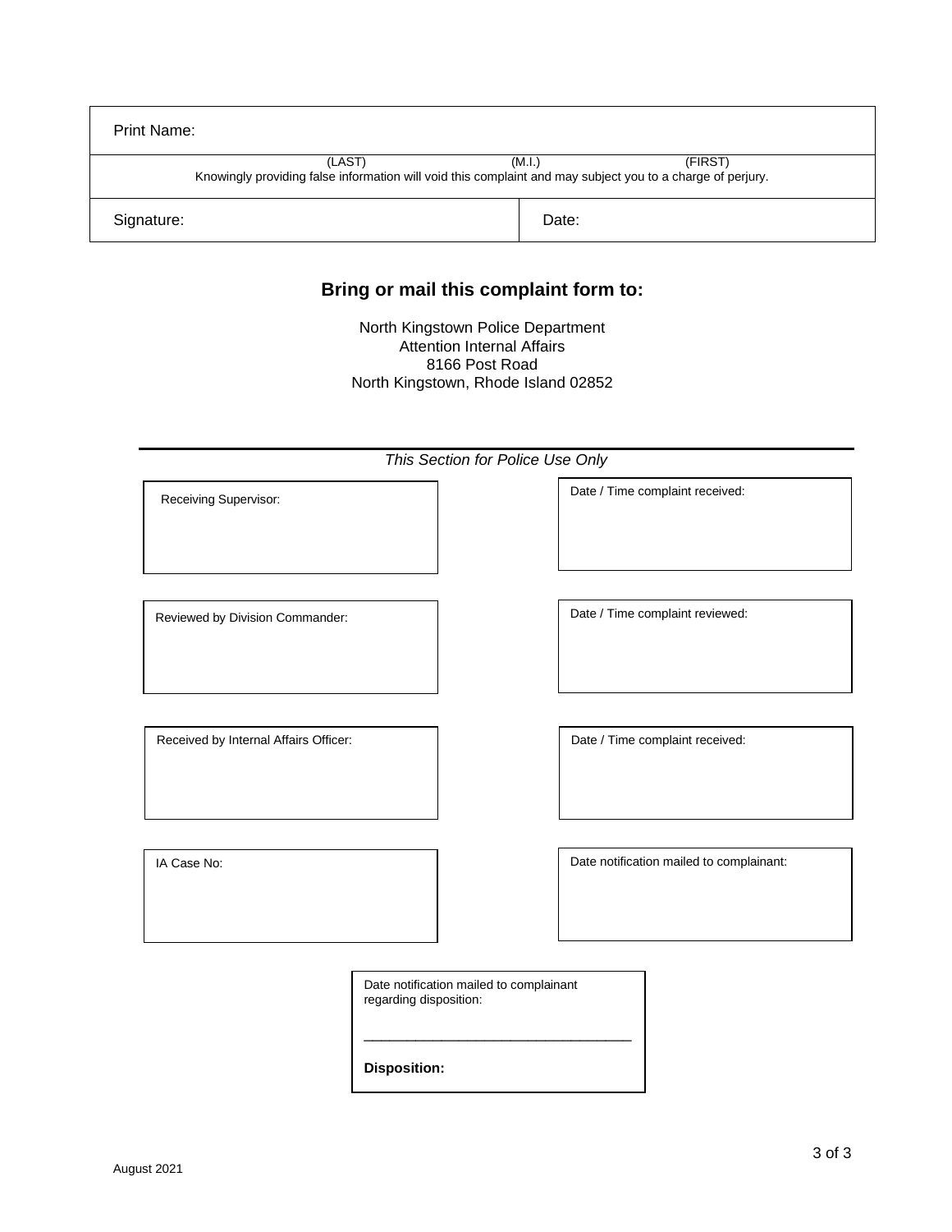| Print Name: | |
|---|---|
| (LAST) (M.I.) (FIRST)<br>Knowingly providing false information will void this complaint and may subject you to a charge of perjury. | |
| Signature: | Date: |

## Bring or mail this complaint form to:

North Kingstown Police Department
Attention Internal Affairs
8166 Post Road
North Kingstown, Rhode Island 02852

*This Section for Police Use Only*

| | |
|---|---|
| Receiving Supervisor: | Date / Time complaint received: |
| Reviewed by Division Commander: | Date / Time complaint reviewed: |
| Received by Internal Affairs Officer: | Date / Time complaint received: |
| IA Case No: | Date notification mailed to complainant: |

Date notification mailed to complainant regarding disposition:

___________________________________

**Disposition:**

August 2021